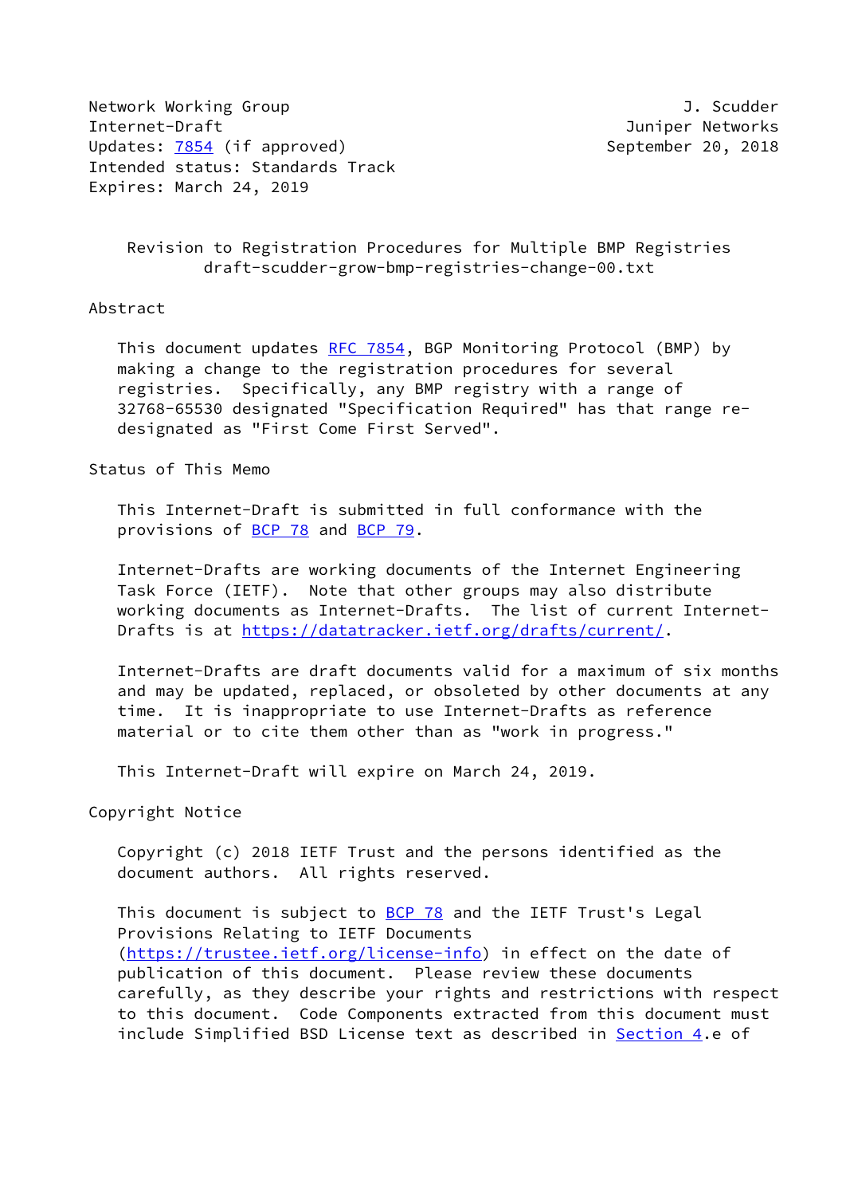Network Working Group J. Scudder
Internet-Draft Juniper Networks
Updates: 7854 (if approved) September 20, 2018
Intended status: Standards Track
Expires: March 24, 2019

# Revision to Registration Procedures for Multiple BMP Registries
draft-scudder-grow-bmp-registries-change-00.txt

## Abstract

This document updates RFC 7854, BGP Monitoring Protocol (BMP) by making a change to the registration procedures for several registries. Specifically, any BMP registry with a range of 32768-65530 designated "Specification Required" has that range re-designated as "First Come First Served".

## Status of This Memo

This Internet-Draft is submitted in full conformance with the provisions of BCP 78 and BCP 79.

Internet-Drafts are working documents of the Internet Engineering Task Force (IETF). Note that other groups may also distribute working documents as Internet-Drafts. The list of current Internet-Drafts is at https://datatracker.ietf.org/drafts/current/.

Internet-Drafts are draft documents valid for a maximum of six months and may be updated, replaced, or obsoleted by other documents at any time. It is inappropriate to use Internet-Drafts as reference material or to cite them other than as "work in progress."

This Internet-Draft will expire on March 24, 2019.

## Copyright Notice

Copyright (c) 2018 IETF Trust and the persons identified as the document authors. All rights reserved.

This document is subject to BCP 78 and the IETF Trust's Legal Provisions Relating to IETF Documents (https://trustee.ietf.org/license-info) in effect on the date of publication of this document. Please review these documents carefully, as they describe your rights and restrictions with respect to this document. Code Components extracted from this document must include Simplified BSD License text as described in Section 4.e of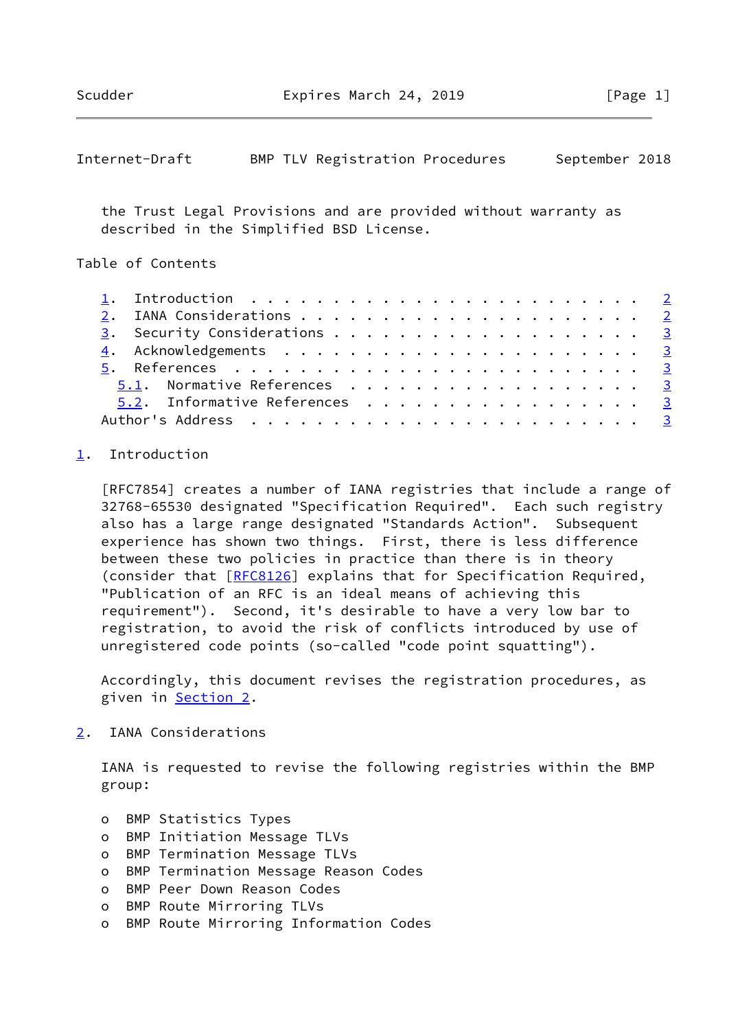the Trust Legal Provisions and are provided without warranty as described in the Simplified BSD License.

Table of Contents

1. Introduction . . . . . . . . . . . . . . . . . . . . . . . . 2
2. IANA Considerations . . . . . . . . . . . . . . . . . . . . . 2
3. Security Considerations . . . . . . . . . . . . . . . . . . . 3
4. Acknowledgements . . . . . . . . . . . . . . . . . . . . . . 3
5. References . . . . . . . . . . . . . . . . . . . . . . . . . 3
   5.1. Normative References . . . . . . . . . . . . . . . . . . 3
   5.2. Informative References . . . . . . . . . . . . . . . . . 3
Author's Address . . . . . . . . . . . . . . . . . . . . . . . . 3

## 1. Introduction

[RFC7854] creates a number of IANA registries that include a range of 32768-65530 designated "Specification Required". Each such registry also has a large range designated "Standards Action". Subsequent experience has shown two things. First, there is less difference between these two policies in practice than there is in theory (consider that [RFC8126] explains that for Specification Required, "Publication of an RFC is an ideal means of achieving this requirement"). Second, it's desirable to have a very low bar to registration, to avoid the risk of conflicts introduced by use of unregistered code points (so-called "code point squatting").

Accordingly, this document revises the registration procedures, as given in Section 2.

## 2. IANA Considerations

IANA is requested to revise the following registries within the BMP group:

- BMP Statistics Types
- BMP Initiation Message TLVs
- BMP Termination Message TLVs
- BMP Termination Message Reason Codes
- BMP Peer Down Reason Codes
- BMP Route Mirroring TLVs
- BMP Route Mirroring Information Codes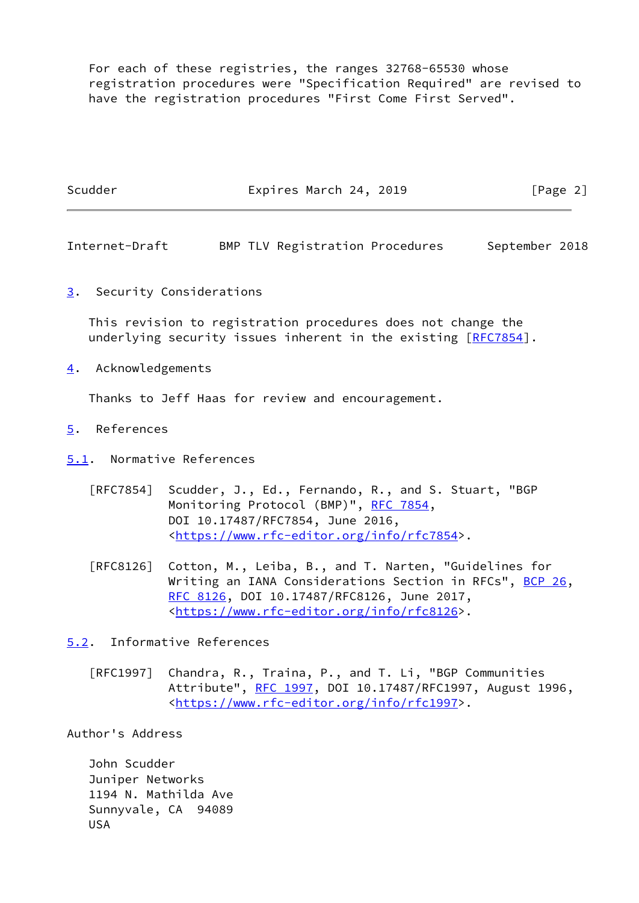For each of these registries, the ranges 32768-65530 whose registration procedures were "Specification Required" are revised to have the registration procedures "First Come First Served".

## 3. Security Considerations

This revision to registration procedures does not change the underlying security issues inherent in the existing [RFC7854].

## 4. Acknowledgements

Thanks to Jeff Haas for review and encouragement.

## 5. References

### 5.1. Normative References

[RFC7854] Scudder, J., Ed., Fernando, R., and S. Stuart, "BGP Monitoring Protocol (BMP)", RFC 7854, DOI 10.17487/RFC7854, June 2016, <https://www.rfc-editor.org/info/rfc7854>.

[RFC8126] Cotton, M., Leiba, B., and T. Narten, "Guidelines for Writing an IANA Considerations Section in RFCs", BCP 26, RFC 8126, DOI 10.17487/RFC8126, June 2017, <https://www.rfc-editor.org/info/rfc8126>.

### 5.2. Informative References

[RFC1997] Chandra, R., Traina, P., and T. Li, "BGP Communities Attribute", RFC 1997, DOI 10.17487/RFC1997, August 1996, <https://www.rfc-editor.org/info/rfc1997>.

## Author's Address

John Scudder
Juniper Networks
1194 N. Mathilda Ave
Sunnyvale, CA 94089
USA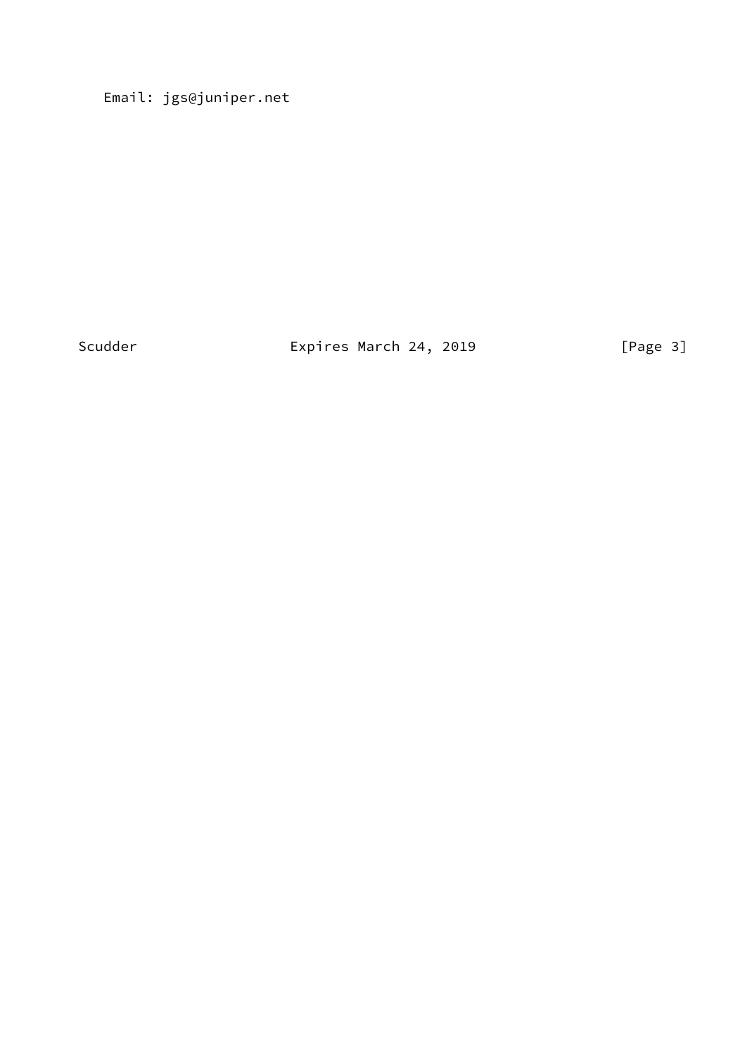Email: jgs@juniper.net